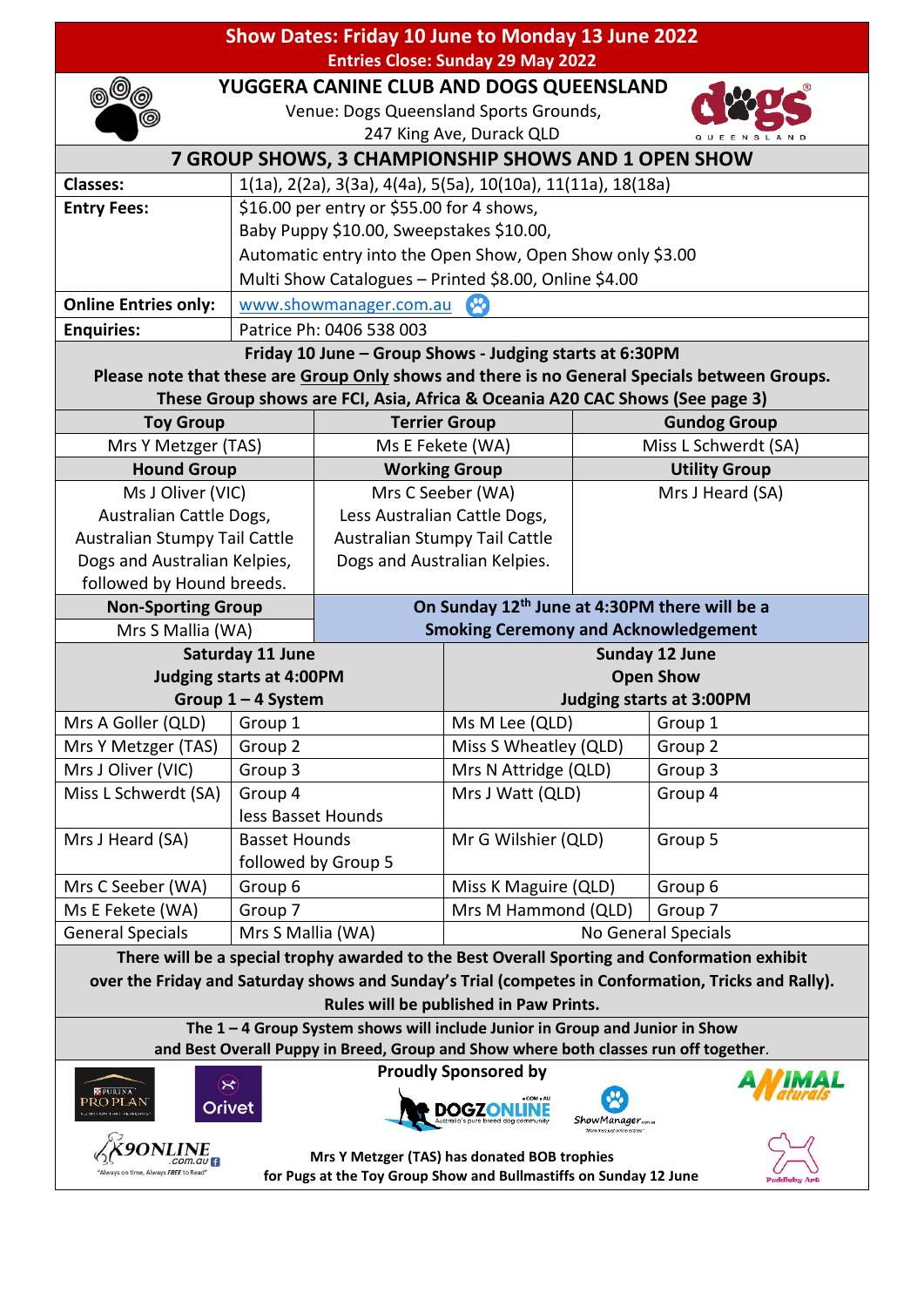**Show Dates: Friday 10 June to Monday 13 June 2022**
**Entries Close: Sunday 29 May 2022**

# YUGGERA CANINE CLUB AND DOGS QUEENSLAND

Venue: Dogs Queensland Sports Grounds,
247 King Ave, Durack QLD

## 7 GROUP SHOWS, 3 CHAMPIONSHIP SHOWS AND 1 OPEN SHOW

| | |
|---|---|
| **Classes:** | 1(1a), 2(2a), 3(3a), 4(4a), 5(5a), 10(10a), 11(11a), 18(18a) |
| **Entry Fees:** | $16.00 per entry or $55.00 for 4 shows,<br>Baby Puppy $10.00, Sweepstakes $10.00,<br>Automatic entry into the Open Show, Open Show only $3.00<br>Multi Show Catalogues – Printed $8.00, Online $4.00 |
| **Online Entries only:** | www.showmanager.com.au |
| **Enquiries:** | Patrice Ph: 0406 538 003 |

**Friday 10 June – Group Shows - Judging starts at 6:30PM**

**Please note that these are Group Only shows and there is no General Specials between Groups.**
**These Group shows are FCI, Asia, Africa & Oceania A20 CAC Shows (See page 3)**

| **Toy Group** | **Terrier Group** | **Gundog Group** |
|---|---|---|
| Mrs Y Metzger (TAS) | Ms E Fekete (WA) | Miss L Schwerdt (SA) |
| **Hound Group** | **Working Group** | **Utility Group** |
| Ms J Oliver (VIC)<br>Australian Cattle Dogs, Australian Stumpy Tail Cattle Dogs and Australian Kelpies, followed by Hound breeds. | Mrs C Seeber (WA)<br>Less Australian Cattle Dogs, Australian Stumpy Tail Cattle Dogs and Australian Kelpies. | Mrs J Heard (SA) |
| **Non-Sporting Group** | **On Sunday 12th June at 4:30PM there will be a Smoking Ceremony and Acknowledgement** | |
| Mrs S Mallia (WA) | | |

| **Saturday 11 June**<br>**Judging starts at 4:00PM**<br>**Group 1 – 4 System** | | **Sunday 12 June**<br>**Open Show**<br>**Judging starts at 3:00PM** | |
|---|---|---|---|
| Mrs A Goller (QLD) | Group 1 | Ms M Lee (QLD) | Group 1 |
| Mrs Y Metzger (TAS) | Group 2 | Miss S Wheatley (QLD) | Group 2 |
| Mrs J Oliver (VIC) | Group 3 | Mrs N Attridge (QLD) | Group 3 |
| Miss L Schwerdt (SA) | Group 4<br>less Basset Hounds | Mrs J Watt (QLD) | Group 4 |
| Mrs J Heard (SA) | Basset Hounds<br>followed by Group 5 | Mr G Wilshier (QLD) | Group 5 |
| Mrs C Seeber (WA) | Group 6 | Miss K Maguire (QLD) | Group 6 |
| Ms E Fekete (WA) | Group 7 | Mrs M Hammond (QLD) | Group 7 |
| General Specials | Mrs S Mallia (WA) | No General Specials | |

**There will be a special trophy awarded to the Best Overall Sporting and Conformation exhibit over the Friday and Saturday shows and Sunday's Trial (competes in Conformation, Tricks and Rally). Rules will be published in Paw Prints.**

**The 1 – 4 Group System shows will include Junior in Group and Junior in Show and Best Overall Puppy in Breed, Group and Show where both classes run off together.**

**Proudly Sponsored by**

**Mrs Y Metzger (TAS) has donated BOB trophies for Pugs at the Toy Group Show and Bullmastiffs on Sunday 12 June**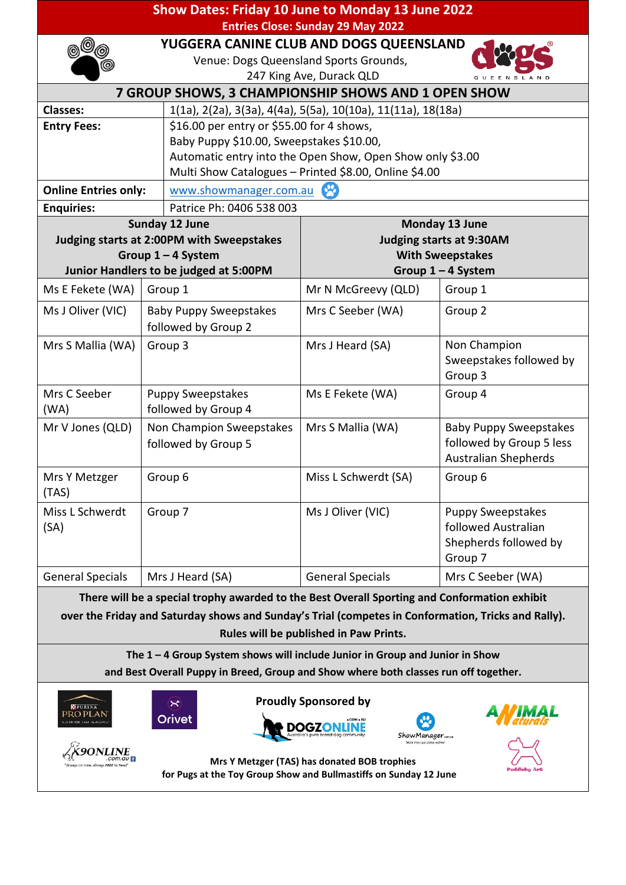**Show Dates: Friday 10 June to Monday 13 June 2022**

**Entries Close: Sunday 29 May 2022**

## YUGGERA CANINE CLUB AND DOGS QUEENSLAND

Venue: Dogs Queensland Sports Grounds,
247 King Ave, Durack QLD

## 7 GROUP SHOWS, 3 CHAMPIONSHIP SHOWS AND 1 OPEN SHOW

| | |
|---|---|
| **Classes:** | 1(1a), 2(2a), 3(3a), 4(4a), 5(5a), 10(10a), 11(11a), 18(18a) |
| **Entry Fees:** | $16.00 per entry or $55.00 for 4 shows, Baby Puppy $10.00, Sweepstakes $10.00, Automatic entry into the Open Show, Open Show only $3.00 Multi Show Catalogues – Printed $8.00, Online $4.00 |
| **Online Entries only:** | www.showmanager.com.au |
| **Enquiries:** | Patrice Ph: 0406 538 003 |

| **Sunday 12 June** Judging starts at 2:00PM with Sweepstakes Group 1 – 4 System Junior Handlers to be judged at 5:00PM | | **Monday 13 June** Judging starts at 9:30AM With Sweepstakes Group 1 – 4 System | |
|---|---|---|---|
| Ms E Fekete (WA) | Group 1 | Mr N McGreevy (QLD) | Group 1 |
| Ms J Oliver (VIC) | Baby Puppy Sweepstakes followed by Group 2 | Mrs C Seeber (WA) | Group 2 |
| Mrs S Mallia (WA) | Group 3 | Mrs J Heard (SA) | Non Champion Sweepstakes followed by Group 3 |
| Mrs C Seeber (WA) | Puppy Sweepstakes followed by Group 4 | Ms E Fekete (WA) | Group 4 |
| Mr V Jones (QLD) | Non Champion Sweepstakes followed by Group 5 | Mrs S Mallia (WA) | Baby Puppy Sweepstakes followed by Group 5 less Australian Shepherds |
| Mrs Y Metzger (TAS) | Group 6 | Miss L Schwerdt (SA) | Group 6 |
| Miss L Schwerdt (SA) | Group 7 | Ms J Oliver (VIC) | Puppy Sweepstakes followed Australian Shepherds followed by Group 7 |
| General Specials | Mrs J Heard (SA) | General Specials | Mrs C Seeber (WA) |

**There will be a special trophy awarded to the Best Overall Sporting and Conformation exhibit over the Friday and Saturday shows and Sunday's Trial (competes in Conformation, Tricks and Rally). Rules will be published in Paw Prints.**

**The 1 – 4 Group System shows will include Junior in Group and Junior in Show and Best Overall Puppy in Breed, Group and Show where both classes run off together.**

**Proudly Sponsored by**

**Mrs Y Metzger (TAS) has donated BOB trophies for Pugs at the Toy Group Show and Bullmastiffs on Sunday 12 June**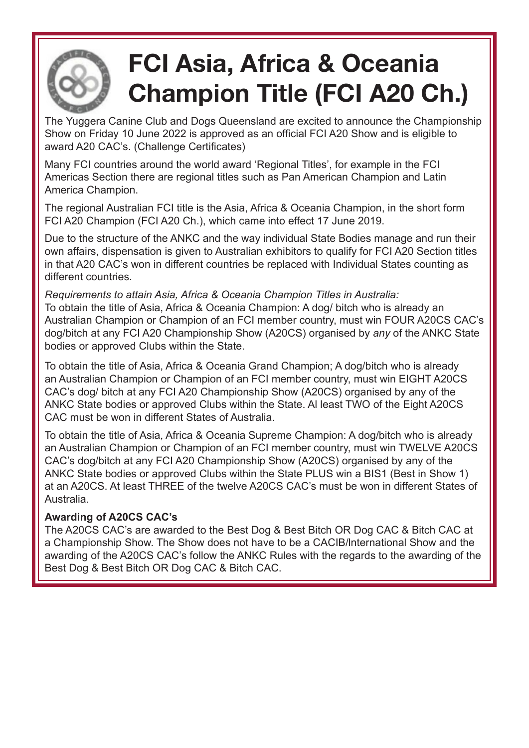# FCI Asia, Africa & Oceania Champion Title (FCI A20 Ch.)

The Yuggera Canine Club and Dogs Queensland are excited to announce the Championship Show on Friday 10 June 2022 is approved as an official FCI A20 Show and is eligible to award A20 CAC's. (Challenge Certificates)

Many FCI countries around the world award 'Regional Titles', for example in the FCI Americas Section there are regional titles such as Pan American Champion and Latin America Champion.

The regional Australian FCI title is the Asia, Africa & Oceania Champion, in the short form FCI A20 Champion (FCI A20 Ch.), which came into effect 17 June 2019.

Due to the structure of the ANKC and the way individual State Bodies manage and run their own affairs, dispensation is given to Australian exhibitors to qualify for FCI A20 Section titles in that A20 CAC's won in different countries be replaced with Individual States counting as different countries.

*Requirements to attain Asia, Africa & Oceania Champion Titles in Australia:*
To obtain the title of Asia, Africa & Oceania Champion: A dog/ bitch who is already an Australian Champion or Champion of an FCI member country, must win FOUR A20CS CAC's dog/bitch at any FCI A20 Championship Show (A20CS) organised by *any* of the ANKC State bodies or approved Clubs within the State.

To obtain the title of Asia, Africa & Oceania Grand Champion; A dog/bitch who is already an Australian Champion or Champion of an FCI member country, must win EIGHT A20CS CAC's dog/ bitch at any FCI A20 Championship Show (A20CS) organised by any of the ANKC State bodies or approved Clubs within the State. Al least TWO of the Eight A20CS CAC must be won in different States of Australia.

To obtain the title of Asia, Africa & Oceania Supreme Champion: A dog/bitch who is already an Australian Champion or Champion of an FCI member country, must win TWELVE A20CS CAC's dog/bitch at any FCI A20 Championship Show (A20CS) organised by any of the ANKC State bodies or approved Clubs within the State PLUS win a BIS1 (Best in Show 1) at an A20CS. At least THREE of the twelve A20CS CAC's must be won in different States of Australia.

**Awarding of A20CS CAC's**
The A20CS CAC's are awarded to the Best Dog & Best Bitch OR Dog CAC & Bitch CAC at a Championship Show. The Show does not have to be a CACIB/International Show and the awarding of the A20CS CAC's follow the ANKC Rules with the regards to the awarding of the Best Dog & Best Bitch OR Dog CAC & Bitch CAC.